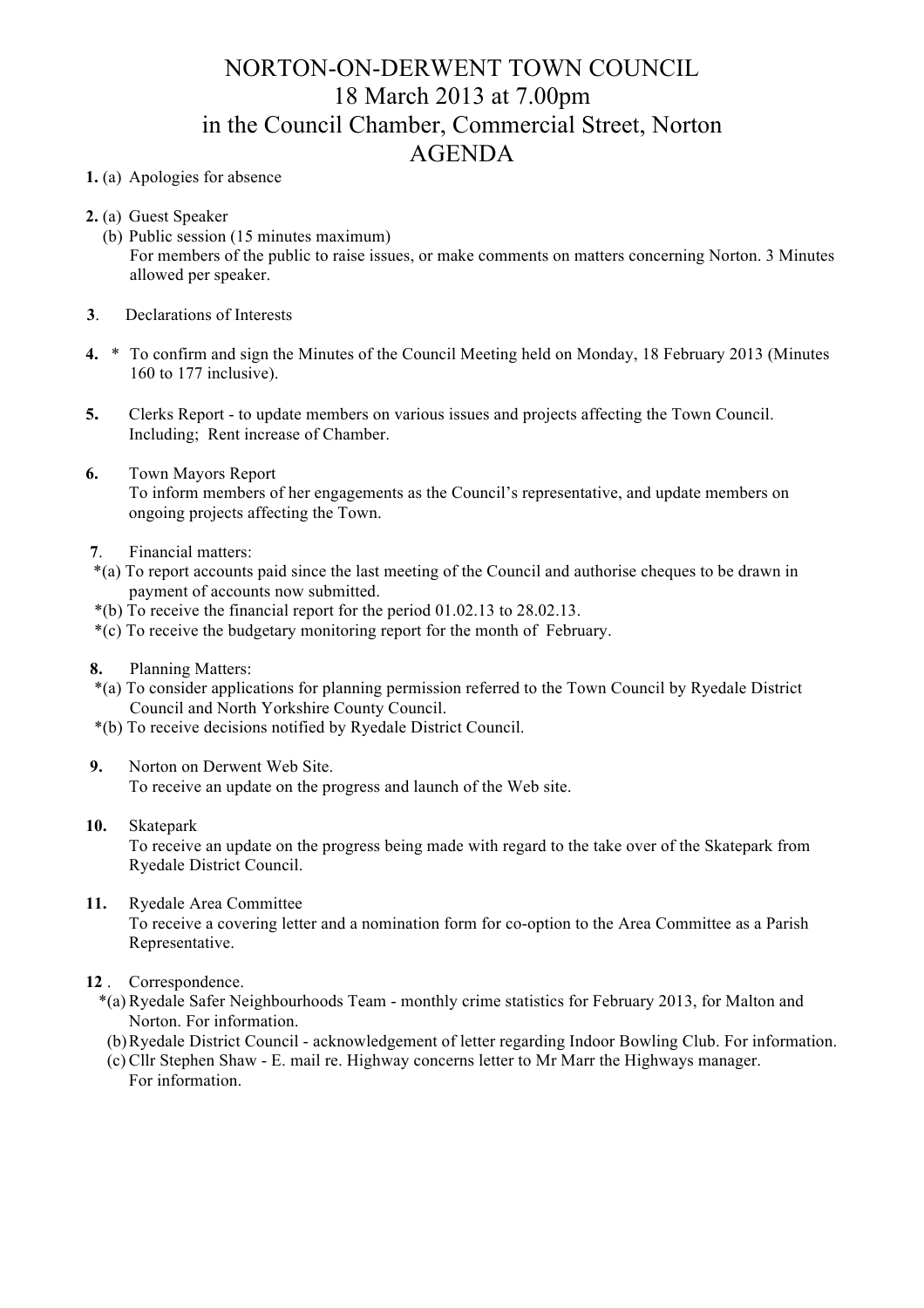# NORTON-ON-DERWENT TOWN COUNCIL
## 18 March 2013 at 7.00pm
## in the Council Chamber, Commercial Street, Norton
## AGENDA

**1.** (a) Apologies for absence

**2.** (a) Guest Speaker
   (b) Public session (15 minutes maximum)
   For members of the public to raise issues, or make comments on matters concerning Norton. 3 Minutes allowed per speaker.

**3**. Declarations of Interests

**4.** * To confirm and sign the Minutes of the Council Meeting held on Monday, 18 February 2013 (Minutes 160 to 177 inclusive).

**5.** Clerks Report - to update members on various issues and projects affecting the Town Council. Including; Rent increase of Chamber.

**6.** Town Mayors Report
To inform members of her engagements as the Council's representative, and update members on ongoing projects affecting the Town.

**7**. Financial matters:
*(a) To report accounts paid since the last meeting of the Council and authorise cheques to be drawn in payment of accounts now submitted.
*(b) To receive the financial report for the period 01.02.13 to 28.02.13.
*(c) To receive the budgetary monitoring report for the month of February.

**8.** Planning Matters:
*(a) To consider applications for planning permission referred to the Town Council by Ryedale District Council and North Yorkshire County Council.
*(b) To receive decisions notified by Ryedale District Council.

**9.** Norton on Derwent Web Site.
To receive an update on the progress and launch of the Web site.

**10.** Skatepark
To receive an update on the progress being made with regard to the take over of the Skatepark from Ryedale District Council.

**11.** Ryedale Area Committee
To receive a covering letter and a nomination form for co-option to the Area Committee as a Parish Representative.

**12** . Correspondence.
*(a) Ryedale Safer Neighbourhoods Team - monthly crime statistics for February 2013, for Malton and Norton. For information.
(b) Ryedale District Council - acknowledgement of letter regarding Indoor Bowling Club. For information.
(c) Cllr Stephen Shaw - E. mail re. Highway concerns letter to Mr Marr the Highways manager. For information.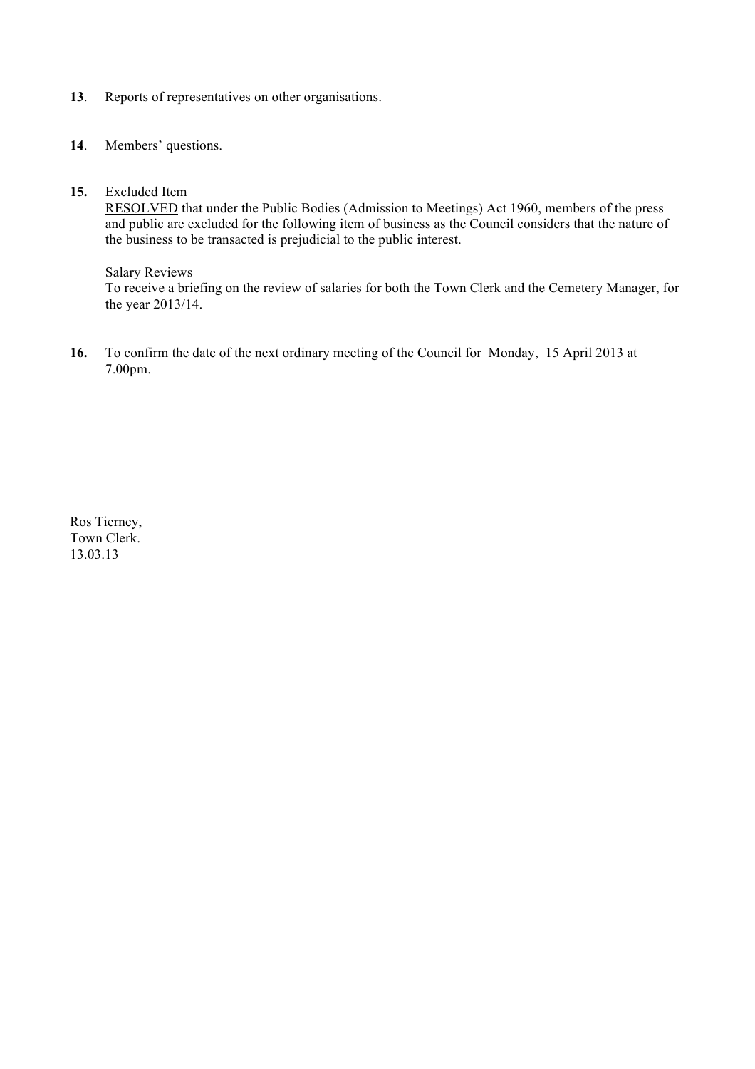**13**. Reports of representatives on other organisations.

**14**. Members' questions.

**15.** Excluded Item

<u>RESOLVED</u> that under the Public Bodies (Admission to Meetings) Act 1960, members of the press and public are excluded for the following item of business as the Council considers that the nature of the business to be transacted is prejudicial to the public interest.

Salary Reviews

To receive a briefing on the review of salaries for both the Town Clerk and the Cemetery Manager, for the year 2013/14.

**16.** To confirm the date of the next ordinary meeting of the Council for Monday, 15 April 2013 at 7.00pm.

Ros Tierney,
Town Clerk.
13.03.13